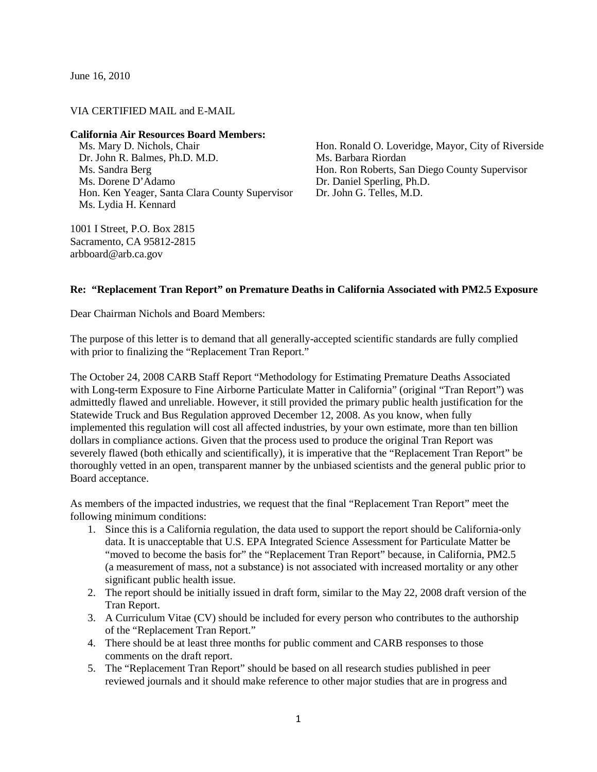June 16, 2010

VIA CERTIFIED MAIL and E-MAIL

**California Air Resources Board Members:**

Ms. Mary D. Nichols, Chair
Dr. John R. Balmes, Ph.D. M.D.
Ms. Sandra Berg
Ms. Dorene D'Adamo
Hon. Ken Yeager, Santa Clara County Supervisor
Ms. Lydia H. Kennard
Hon. Ronald O. Loveridge, Mayor, City of Riverside
Ms. Barbara Riordan
Hon. Ron Roberts, San Diego County Supervisor
Dr. Daniel Sperling, Ph.D.
Dr. John G. Telles, M.D.

1001 I Street, P.O. Box 2815
Sacramento, CA 95812-2815
arbboard@arb.ca.gov

**Re: "Replacement Tran Report" on Premature Deaths in California Associated with PM2.5 Exposure**

Dear Chairman Nichols and Board Members:

The purpose of this letter is to demand that all generally-accepted scientific standards are fully complied with prior to finalizing the "Replacement Tran Report."

The October 24, 2008 CARB Staff Report "Methodology for Estimating Premature Deaths Associated with Long-term Exposure to Fine Airborne Particulate Matter in California" (original "Tran Report") was admittedly flawed and unreliable. However, it still provided the primary public health justification for the Statewide Truck and Bus Regulation approved December 12, 2008. As you know, when fully implemented this regulation will cost all affected industries, by your own estimate, more than ten billion dollars in compliance actions. Given that the process used to produce the original Tran Report was severely flawed (both ethically and scientifically), it is imperative that the "Replacement Tran Report" be thoroughly vetted in an open, transparent manner by the unbiased scientists and the general public prior to Board acceptance.

As members of the impacted industries, we request that the final "Replacement Tran Report" meet the following minimum conditions:

1. Since this is a California regulation, the data used to support the report should be California-only data. It is unacceptable that U.S. EPA Integrated Science Assessment for Particulate Matter be "moved to become the basis for" the "Replacement Tran Report" because, in California, PM2.5 (a measurement of mass, not a substance) is not associated with increased mortality or any other significant public health issue.
2. The report should be initially issued in draft form, similar to the May 22, 2008 draft version of the Tran Report.
3. A Curriculum Vitae (CV) should be included for every person who contributes to the authorship of the "Replacement Tran Report."
4. There should be at least three months for public comment and CARB responses to those comments on the draft report.
5. The "Replacement Tran Report" should be based on all research studies published in peer reviewed journals and it should make reference to other major studies that are in progress and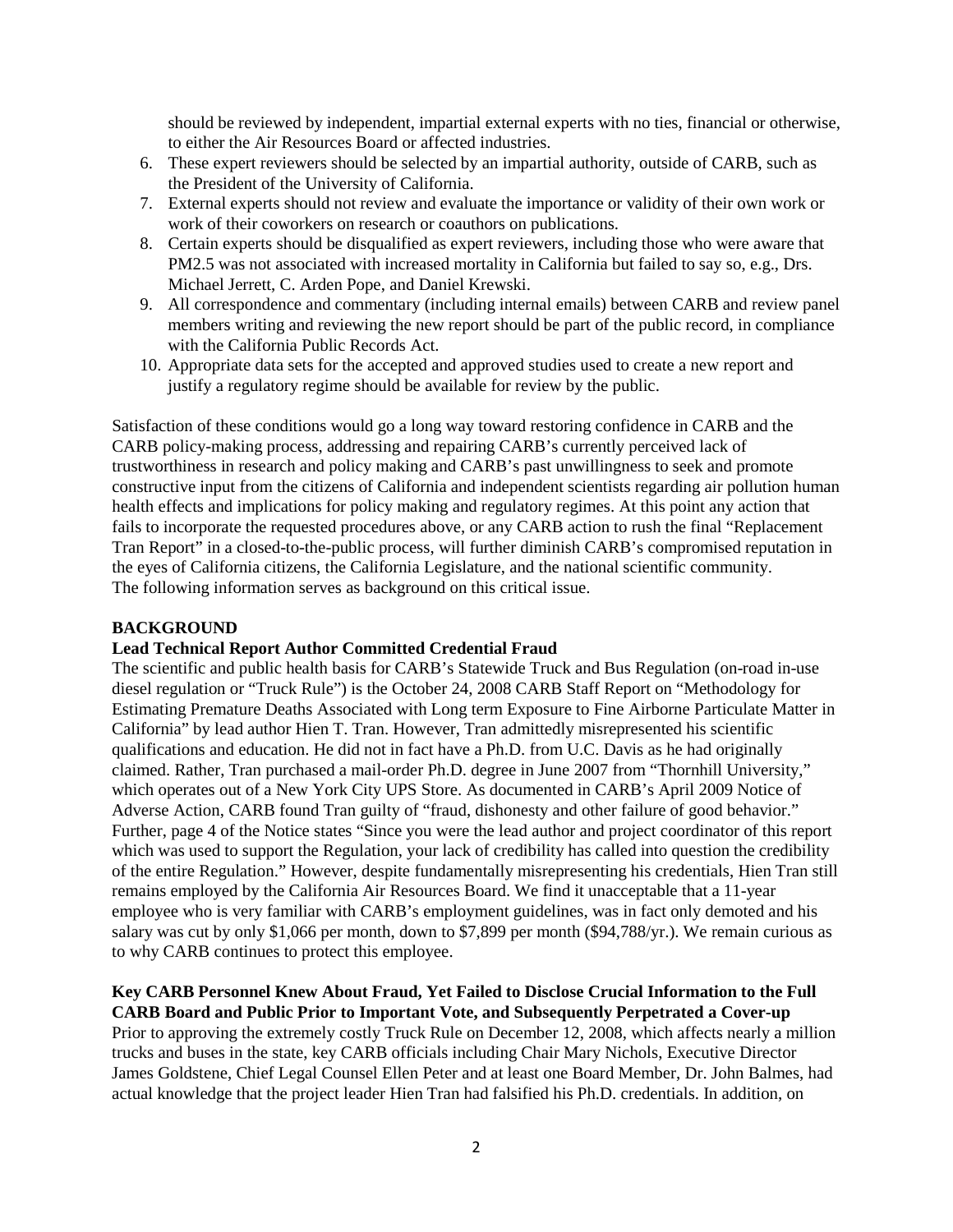should be reviewed by independent, impartial external experts with no ties, financial or otherwise, to either the Air Resources Board or affected industries.

6. These expert reviewers should be selected by an impartial authority, outside of CARB, such as the President of the University of California.
7. External experts should not review and evaluate the importance or validity of their own work or work of their coworkers on research or coauthors on publications.
8. Certain experts should be disqualified as expert reviewers, including those who were aware that PM2.5 was not associated with increased mortality in California but failed to say so, e.g., Drs. Michael Jerrett, C. Arden Pope, and Daniel Krewski.
9. All correspondence and commentary (including internal emails) between CARB and review panel members writing and reviewing the new report should be part of the public record, in compliance with the California Public Records Act.
10. Appropriate data sets for the accepted and approved studies used to create a new report and justify a regulatory regime should be available for review by the public.

Satisfaction of these conditions would go a long way toward restoring confidence in CARB and the CARB policy-making process, addressing and repairing CARB's currently perceived lack of trustworthiness in research and policy making and CARB's past unwillingness to seek and promote constructive input from the citizens of California and independent scientists regarding air pollution human health effects and implications for policy making and regulatory regimes. At this point any action that fails to incorporate the requested procedures above, or any CARB action to rush the final "Replacement Tran Report" in a closed-to-the-public process, will further diminish CARB's compromised reputation in the eyes of California citizens, the California Legislature, and the national scientific community. The following information serves as background on this critical issue.

## BACKGROUND

### Lead Technical Report Author Committed Credential Fraud

The scientific and public health basis for CARB's Statewide Truck and Bus Regulation (on-road in-use diesel regulation or "Truck Rule") is the October 24, 2008 CARB Staff Report on "Methodology for Estimating Premature Deaths Associated with Long term Exposure to Fine Airborne Particulate Matter in California" by lead author Hien T. Tran. However, Tran admittedly misrepresented his scientific qualifications and education. He did not in fact have a Ph.D. from U.C. Davis as he had originally claimed. Rather, Tran purchased a mail-order Ph.D. degree in June 2007 from "Thornhill University," which operates out of a New York City UPS Store. As documented in CARB's April 2009 Notice of Adverse Action, CARB found Tran guilty of "fraud, dishonesty and other failure of good behavior." Further, page 4 of the Notice states "Since you were the lead author and project coordinator of this report which was used to support the Regulation, your lack of credibility has called into question the credibility of the entire Regulation." However, despite fundamentally misrepresenting his credentials, Hien Tran still remains employed by the California Air Resources Board. We find it unacceptable that a 11-year employee who is very familiar with CARB's employment guidelines, was in fact only demoted and his salary was cut by only $1,066 per month, down to $7,899 per month ($94,788/yr.). We remain curious as to why CARB continues to protect this employee.

### Key CARB Personnel Knew About Fraud, Yet Failed to Disclose Crucial Information to the Full CARB Board and Public Prior to Important Vote, and Subsequently Perpetrated a Cover-up

Prior to approving the extremely costly Truck Rule on December 12, 2008, which affects nearly a million trucks and buses in the state, key CARB officials including Chair Mary Nichols, Executive Director James Goldstene, Chief Legal Counsel Ellen Peter and at least one Board Member, Dr. John Balmes, had actual knowledge that the project leader Hien Tran had falsified his Ph.D. credentials. In addition, on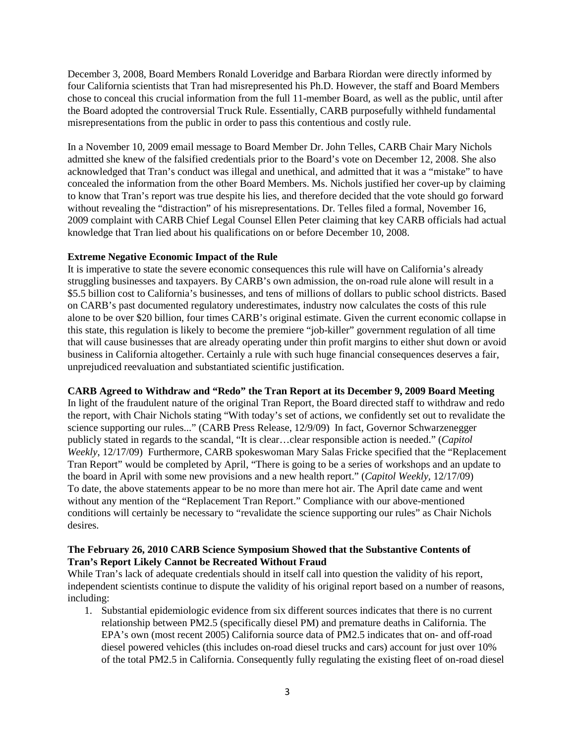December 3, 2008, Board Members Ronald Loveridge and Barbara Riordan were directly informed by four California scientists that Tran had misrepresented his Ph.D. However, the staff and Board Members chose to conceal this crucial information from the full 11-member Board, as well as the public, until after the Board adopted the controversial Truck Rule. Essentially, CARB purposefully withheld fundamental misrepresentations from the public in order to pass this contentious and costly rule.

In a November 10, 2009 email message to Board Member Dr. John Telles, CARB Chair Mary Nichols admitted she knew of the falsified credentials prior to the Board's vote on December 12, 2008. She also acknowledged that Tran's conduct was illegal and unethical, and admitted that it was a "mistake" to have concealed the information from the other Board Members. Ms. Nichols justified her cover-up by claiming to know that Tran's report was true despite his lies, and therefore decided that the vote should go forward without revealing the "distraction" of his misrepresentations. Dr. Telles filed a formal, November 16, 2009 complaint with CARB Chief Legal Counsel Ellen Peter claiming that key CARB officials had actual knowledge that Tran lied about his qualifications on or before December 10, 2008.

**Extreme Negative Economic Impact of the Rule**

It is imperative to state the severe economic consequences this rule will have on California's already struggling businesses and taxpayers. By CARB's own admission, the on-road rule alone will result in a $5.5 billion cost to California's businesses, and tens of millions of dollars to public school districts. Based on CARB's past documented regulatory underestimates, industry now calculates the costs of this rule alone to be over $20 billion, four times CARB's original estimate. Given the current economic collapse in this state, this regulation is likely to become the premiere "job-killer" government regulation of all time that will cause businesses that are already operating under thin profit margins to either shut down or avoid business in California altogether. Certainly a rule with such huge financial consequences deserves a fair, unprejudiced reevaluation and substantiated scientific justification.

**CARB Agreed to Withdraw and "Redo" the Tran Report at its December 9, 2009 Board Meeting**

In light of the fraudulent nature of the original Tran Report, the Board directed staff to withdraw and redo the report, with Chair Nichols stating "With today's set of actions, we confidently set out to revalidate the science supporting our rules..." (CARB Press Release, 12/9/09) In fact, Governor Schwarzenegger publicly stated in regards to the scandal, "It is clear…clear responsible action is needed." (*Capitol Weekly*, 12/17/09) Furthermore, CARB spokeswoman Mary Salas Fricke specified that the "Replacement Tran Report" would be completed by April, "There is going to be a series of workshops and an update to the board in April with some new provisions and a new health report." (*Capitol Weekly*, 12/17/09) To date, the above statements appear to be no more than mere hot air. The April date came and went without any mention of the "Replacement Tran Report." Compliance with our above-mentioned conditions will certainly be necessary to "revalidate the science supporting our rules" as Chair Nichols desires.

**The February 26, 2010 CARB Science Symposium Showed that the Substantive Contents of Tran's Report Likely Cannot be Recreated Without Fraud**

While Tran's lack of adequate credentials should in itself call into question the validity of his report, independent scientists continue to dispute the validity of his original report based on a number of reasons, including:

1. Substantial epidemiologic evidence from six different sources indicates that there is no current relationship between PM2.5 (specifically diesel PM) and premature deaths in California. The EPA's own (most recent 2005) California source data of PM2.5 indicates that on- and off-road diesel powered vehicles (this includes on-road diesel trucks and cars) account for just over 10% of the total PM2.5 in California. Consequently fully regulating the existing fleet of on-road diesel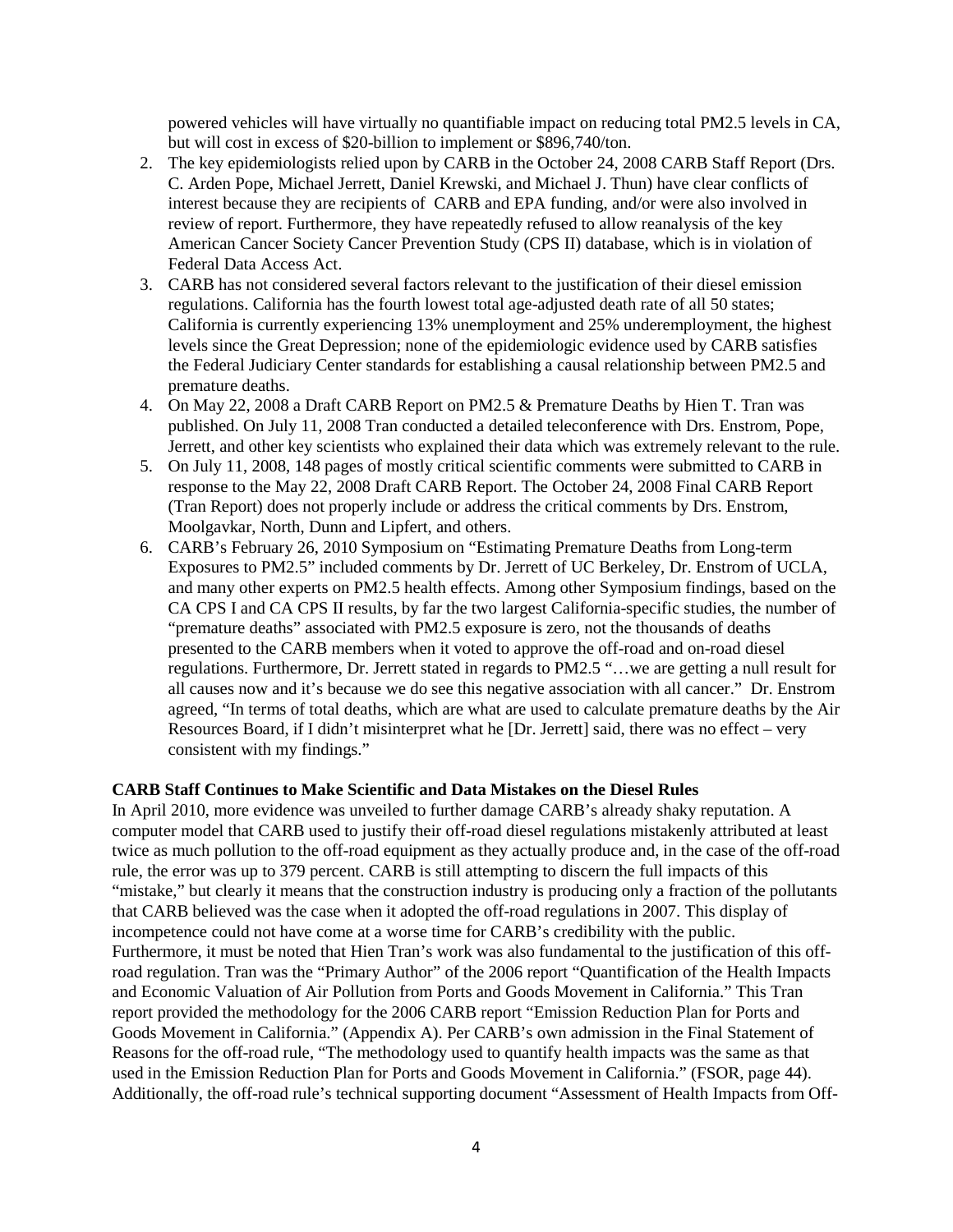powered vehicles will have virtually no quantifiable impact on reducing total PM2.5 levels in CA, but will cost in excess of $20-billion to implement or $896,740/ton.

2. The key epidemiologists relied upon by CARB in the October 24, 2008 CARB Staff Report (Drs. C. Arden Pope, Michael Jerrett, Daniel Krewski, and Michael J. Thun) have clear conflicts of interest because they are recipients of CARB and EPA funding, and/or were also involved in review of report. Furthermore, they have repeatedly refused to allow reanalysis of the key American Cancer Society Cancer Prevention Study (CPS II) database, which is in violation of Federal Data Access Act.
3. CARB has not considered several factors relevant to the justification of their diesel emission regulations. California has the fourth lowest total age-adjusted death rate of all 50 states; California is currently experiencing 13% unemployment and 25% underemployment, the highest levels since the Great Depression; none of the epidemiologic evidence used by CARB satisfies the Federal Judiciary Center standards for establishing a causal relationship between PM2.5 and premature deaths.
4. On May 22, 2008 a Draft CARB Report on PM2.5 & Premature Deaths by Hien T. Tran was published. On July 11, 2008 Tran conducted a detailed teleconference with Drs. Enstrom, Pope, Jerrett, and other key scientists who explained their data which was extremely relevant to the rule.
5. On July 11, 2008, 148 pages of mostly critical scientific comments were submitted to CARB in response to the May 22, 2008 Draft CARB Report. The October 24, 2008 Final CARB Report (Tran Report) does not properly include or address the critical comments by Drs. Enstrom, Moolgavkar, North, Dunn and Lipfert, and others.
6. CARB's February 26, 2010 Symposium on "Estimating Premature Deaths from Long-term Exposures to PM2.5" included comments by Dr. Jerrett of UC Berkeley, Dr. Enstrom of UCLA, and many other experts on PM2.5 health effects. Among other Symposium findings, based on the CA CPS I and CA CPS II results, by far the two largest California-specific studies, the number of "premature deaths" associated with PM2.5 exposure is zero, not the thousands of deaths presented to the CARB members when it voted to approve the off-road and on-road diesel regulations. Furthermore, Dr. Jerrett stated in regards to PM2.5 "…we are getting a null result for all causes now and it's because we do see this negative association with all cancer." Dr. Enstrom agreed, "In terms of total deaths, which are what are used to calculate premature deaths by the Air Resources Board, if I didn't misinterpret what he [Dr. Jerrett] said, there was no effect – very consistent with my findings."

**CARB Staff Continues to Make Scientific and Data Mistakes on the Diesel Rules**

In April 2010, more evidence was unveiled to further damage CARB's already shaky reputation. A computer model that CARB used to justify their off-road diesel regulations mistakenly attributed at least twice as much pollution to the off-road equipment as they actually produce and, in the case of the off-road rule, the error was up to 379 percent. CARB is still attempting to discern the full impacts of this "mistake," but clearly it means that the construction industry is producing only a fraction of the pollutants that CARB believed was the case when it adopted the off-road regulations in 2007. This display of incompetence could not have come at a worse time for CARB's credibility with the public. Furthermore, it must be noted that Hien Tran's work was also fundamental to the justification of this off-road regulation. Tran was the "Primary Author" of the 2006 report "Quantification of the Health Impacts and Economic Valuation of Air Pollution from Ports and Goods Movement in California." This Tran report provided the methodology for the 2006 CARB report "Emission Reduction Plan for Ports and Goods Movement in California." (Appendix A). Per CARB's own admission in the Final Statement of Reasons for the off-road rule, "The methodology used to quantify health impacts was the same as that used in the Emission Reduction Plan for Ports and Goods Movement in California." (FSOR, page 44). Additionally, the off-road rule's technical supporting document "Assessment of Health Impacts from Off-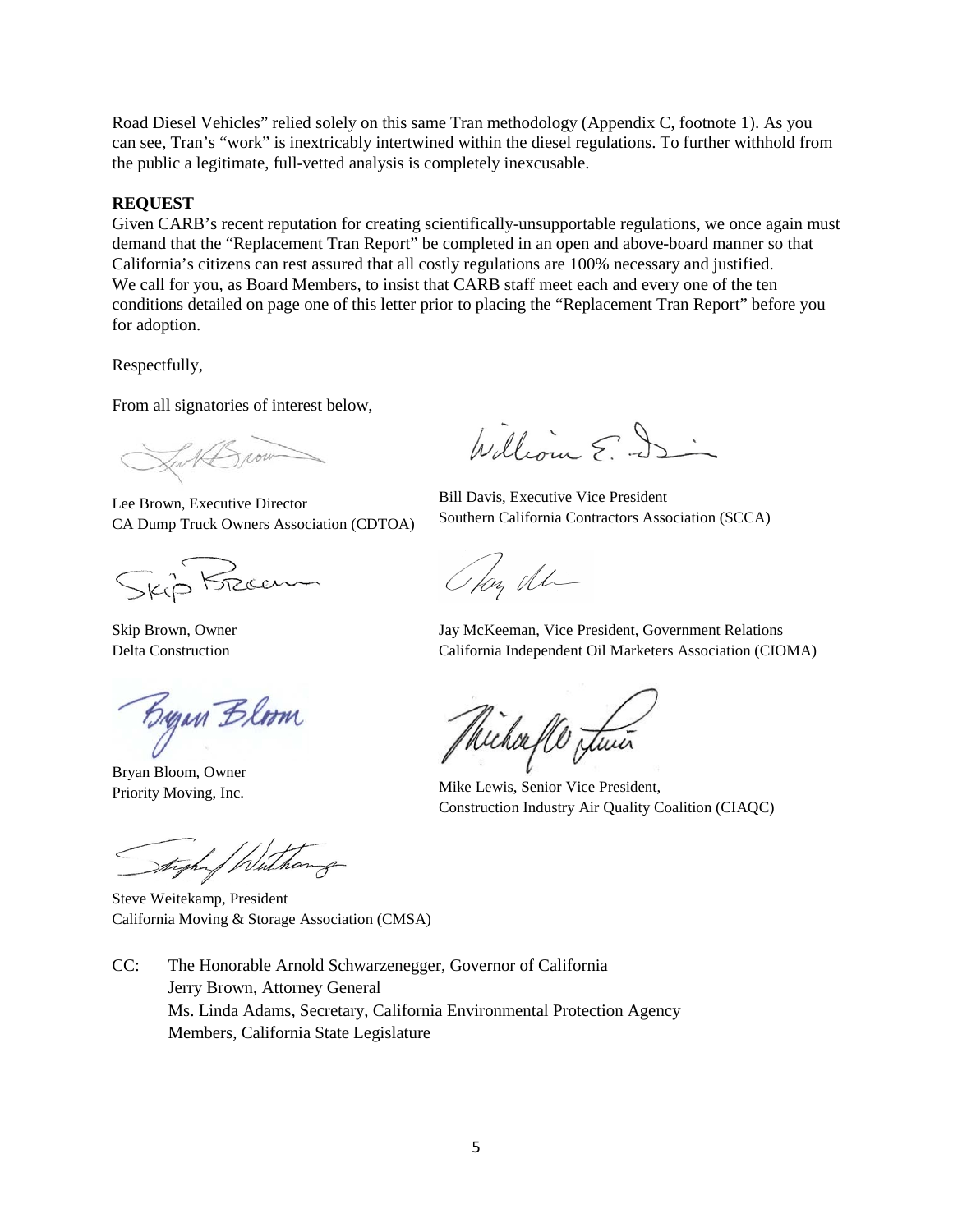Road Diesel Vehicles" relied solely on this same Tran methodology (Appendix C, footnote 1). As you can see, Tran's "work" is inextricably intertwined within the diesel regulations. To further withhold from the public a legitimate, full-vetted analysis is completely inexcusable.

**REQUEST**

Given CARB's recent reputation for creating scientifically-unsupportable regulations, we once again must demand that the "Replacement Tran Report" be completed in an open and above-board manner so that California's citizens can rest assured that all costly regulations are 100% necessary and justified. We call for you, as Board Members, to insist that CARB staff meet each and every one of the ten conditions detailed on page one of this letter prior to placing the "Replacement Tran Report" before you for adoption.

Respectfully,

From all signatories of interest below,

Lee Brown, Executive Director
CA Dump Truck Owners Association (CDTOA)

Bill Davis, Executive Vice President
Southern California Contractors Association (SCCA)

Skip Brown, Owner
Delta Construction

Jay McKeeman, Vice President, Government Relations
California Independent Oil Marketers Association (CIOMA)

Bryan Bloom, Owner
Priority Moving, Inc.

Mike Lewis, Senior Vice President,
Construction Industry Air Quality Coalition (CIAQC)

Steve Weitekamp, President
California Moving & Storage Association (CMSA)

CC: The Honorable Arnold Schwarzenegger, Governor of California
Jerry Brown, Attorney General
Ms. Linda Adams, Secretary, California Environmental Protection Agency
Members, California State Legislature